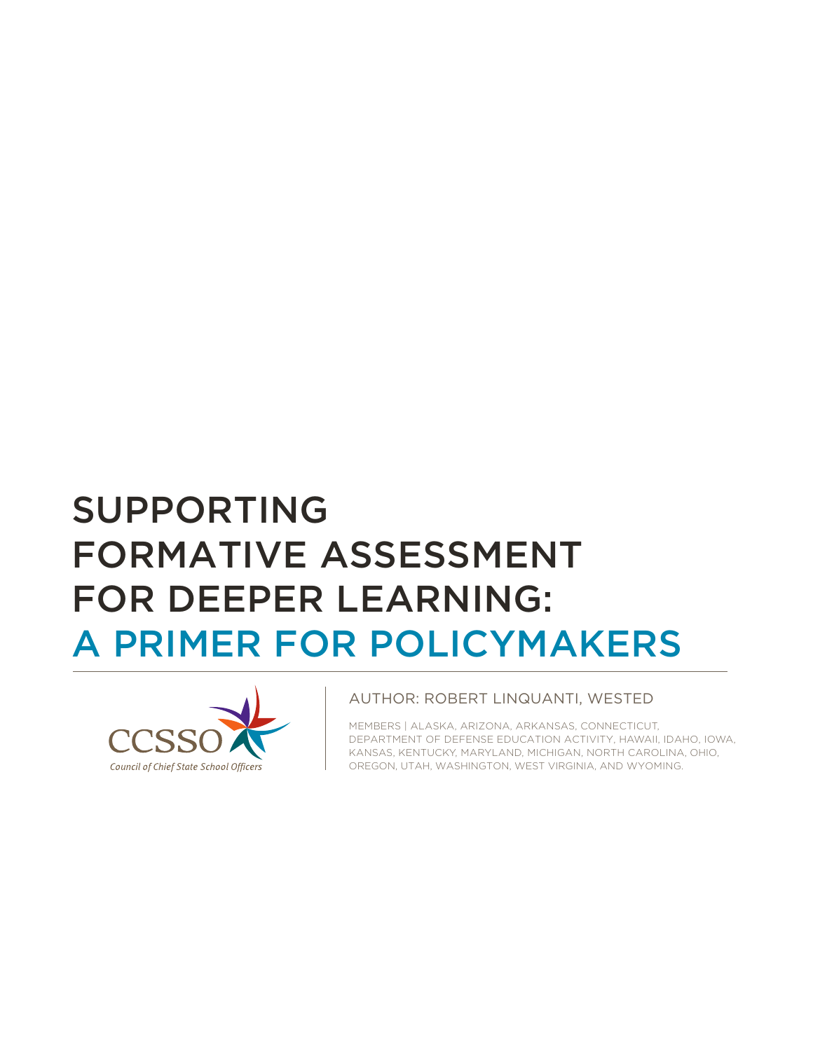# SUPPORTING FORMATIVE ASSESSMENT FOR DEEPER LEARNING: A PRIMER FOR POLICYMAKERS

CCSSO

*Council of Chief State School Officers*

AUTHOR: ROBERT LINQUANTI, WESTED

MEMBERS | ALASKA, ARIZONA, ARKANSAS, CONNECTICUT, DEPARTMENT OF DEFENSE EDUCATION ACTIVITY, HAWAII, IDAHO, IOWA, KANSAS, KENTUCKY, MARYLAND, MICHIGAN, NORTH CAROLINA, OHIO, OREGON, UTAH, WASHINGTON, WEST VIRGINIA, AND WYOMING.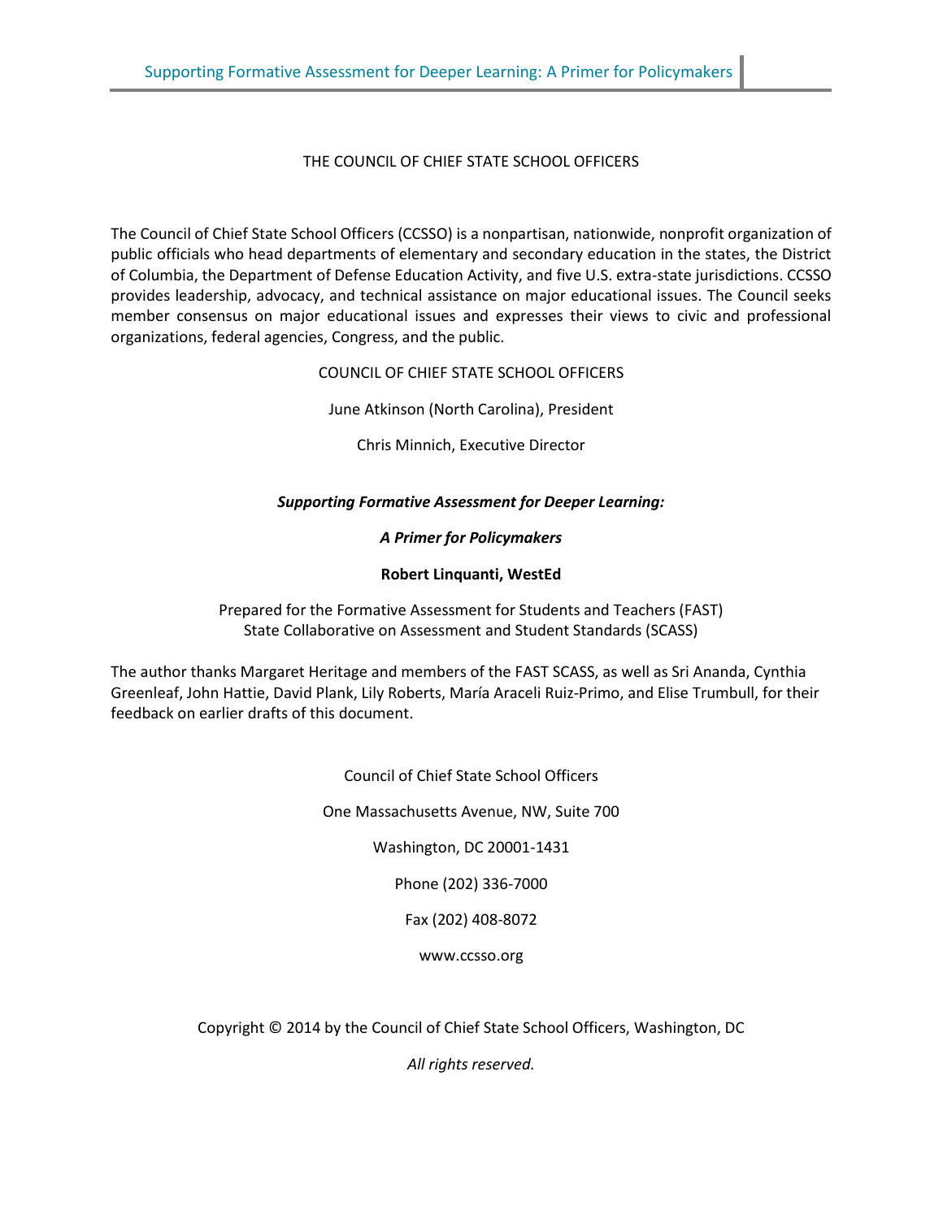THE COUNCIL OF CHIEF STATE SCHOOL OFFICERS

The Council of Chief State School Officers (CCSSO) is a nonpartisan, nationwide, nonprofit organization of public officials who head departments of elementary and secondary education in the states, the District of Columbia, the Department of Defense Education Activity, and five U.S. extra-state jurisdictions. CCSSO provides leadership, advocacy, and technical assistance on major educational issues. The Council seeks member consensus on major educational issues and expresses their views to civic and professional organizations, federal agencies, Congress, and the public.

COUNCIL OF CHIEF STATE SCHOOL OFFICERS

June Atkinson (North Carolina), President

Chris Minnich, Executive Director

***Supporting Formative Assessment for Deeper Learning:***

***A Primer for Policymakers***

**Robert Linquanti, WestEd**

Prepared for the Formative Assessment for Students and Teachers (FAST)
State Collaborative on Assessment and Student Standards (SCASS)

The author thanks Margaret Heritage and members of the FAST SCASS, as well as Sri Ananda, Cynthia Greenleaf, John Hattie, David Plank, Lily Roberts, María Araceli Ruiz-Primo, and Elise Trumbull, for their feedback on earlier drafts of this document.

Council of Chief State School Officers

One Massachusetts Avenue, NW, Suite 700

Washington, DC 20001-1431

Phone (202) 336-7000

Fax (202) 408-8072

www.ccsso.org

Copyright © 2014 by the Council of Chief State School Officers, Washington, DC

*All rights reserved.*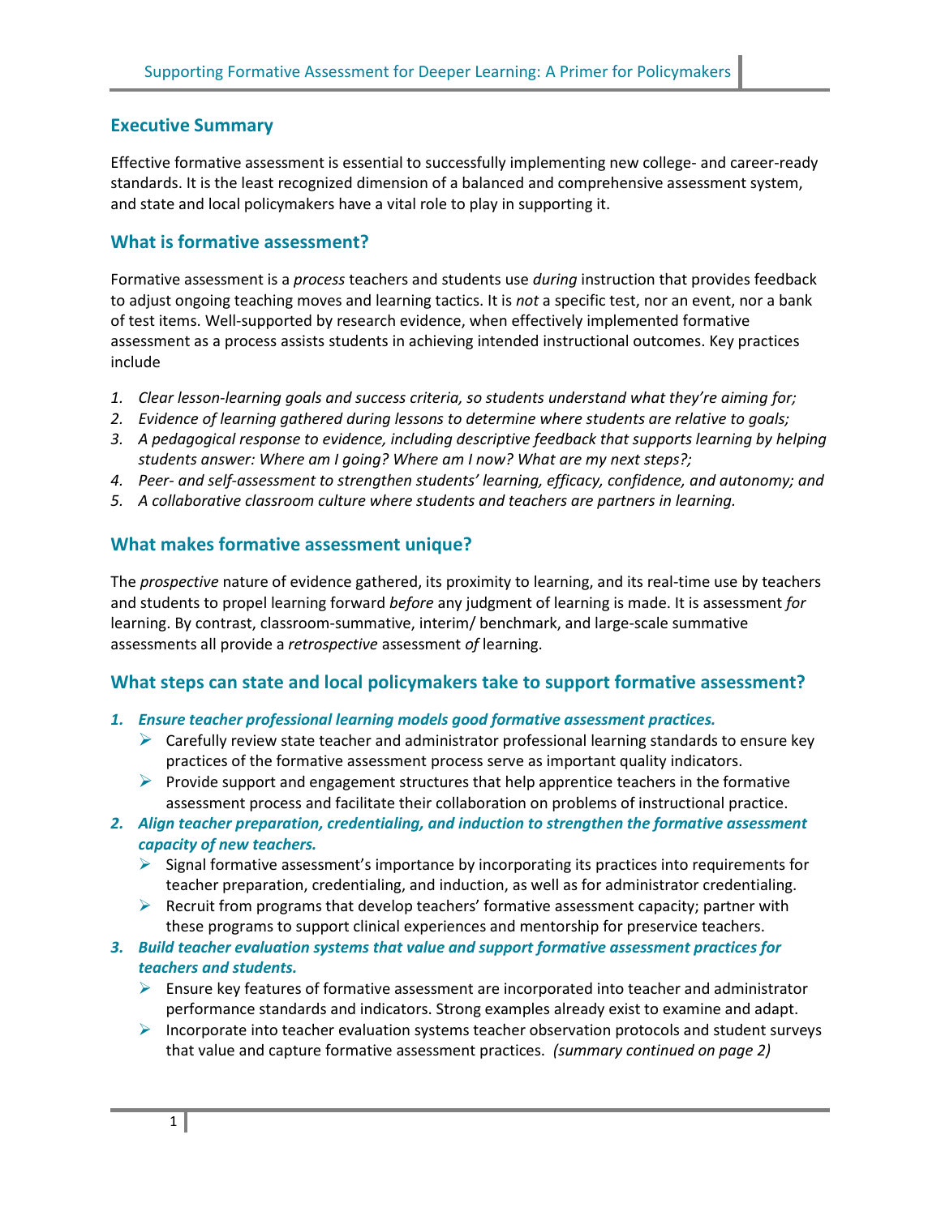## Executive Summary

Effective formative assessment is essential to successfully implementing new college- and career-ready standards. It is the least recognized dimension of a balanced and comprehensive assessment system, and state and local policymakers have a vital role to play in supporting it.

## What is formative assessment?

Formative assessment is a *process* teachers and students use *during* instruction that provides feedback to adjust ongoing teaching moves and learning tactics. It is *not* a specific test, nor an event, nor a bank of test items. Well-supported by research evidence, when effectively implemented formative assessment as a process assists students in achieving intended instructional outcomes. Key practices include

1. *Clear lesson-learning goals and success criteria, so students understand what they're aiming for;*
2. *Evidence of learning gathered during lessons to determine where students are relative to goals;*
3. *A pedagogical response to evidence, including descriptive feedback that supports learning by helping students answer: Where am I going? Where am I now? What are my next steps?;*
4. *Peer- and self-assessment to strengthen students' learning, efficacy, confidence, and autonomy; and*
5. *A collaborative classroom culture where students and teachers are partners in learning.*

## What makes formative assessment unique?

The *prospective* nature of evidence gathered, its proximity to learning, and its real-time use by teachers and students to propel learning forward *before* any judgment of learning is made. It is assessment *for* learning. By contrast, classroom-summative, interim/ benchmark, and large-scale summative assessments all provide a *retrospective* assessment *of* learning.

## What steps can state and local policymakers take to support formative assessment?

1. ***Ensure teacher professional learning models good formative assessment practices.***
   - Carefully review state teacher and administrator professional learning standards to ensure key practices of the formative assessment process serve as important quality indicators.
   - Provide support and engagement structures that help apprentice teachers in the formative assessment process and facilitate their collaboration on problems of instructional practice.
2. ***Align teacher preparation, credentialing, and induction to strengthen the formative assessment capacity of new teachers.***
   - Signal formative assessment's importance by incorporating its practices into requirements for teacher preparation, credentialing, and induction, as well as for administrator credentialing.
   - Recruit from programs that develop teachers' formative assessment capacity; partner with these programs to support clinical experiences and mentorship for preservice teachers.
3. ***Build teacher evaluation systems that value and support formative assessment practices for teachers and students.***
   - Ensure key features of formative assessment are incorporated into teacher and administrator performance standards and indicators. Strong examples already exist to examine and adapt.
   - Incorporate into teacher evaluation systems teacher observation protocols and student surveys that value and capture formative assessment practices. *(summary continued on page 2)*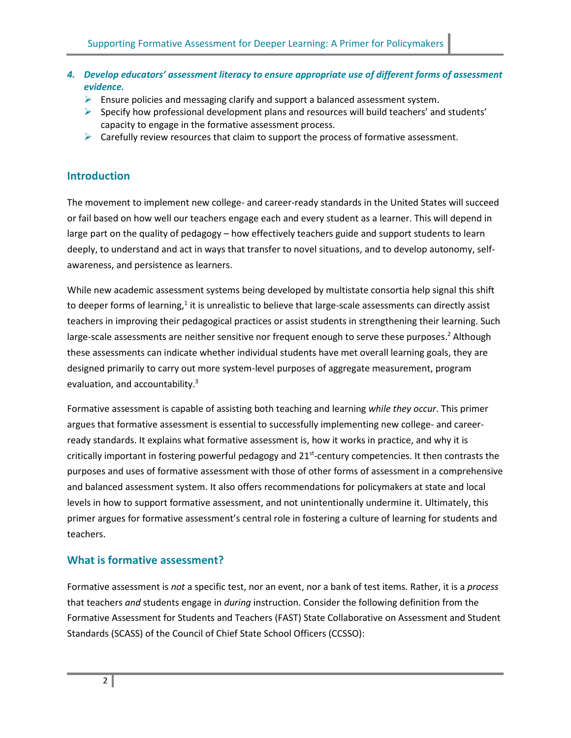4. ***Develop educators' assessment literacy to ensure appropriate use of different forms of assessment evidence.***
   - Ensure policies and messaging clarify and support a balanced assessment system.
   - Specify how professional development plans and resources will build teachers' and students' capacity to engage in the formative assessment process.
   - Carefully review resources that claim to support the process of formative assessment.

## Introduction

The movement to implement new college- and career-ready standards in the United States will succeed or fail based on how well our teachers engage each and every student as a learner. This will depend in large part on the quality of pedagogy – how effectively teachers guide and support students to learn deeply, to understand and act in ways that transfer to novel situations, and to develop autonomy, self-awareness, and persistence as learners.

While new academic assessment systems being developed by multistate consortia help signal this shift to deeper forms of learning,[1] it is unrealistic to believe that large-scale assessments can directly assist teachers in improving their pedagogical practices or assist students in strengthening their learning. Such large-scale assessments are neither sensitive nor frequent enough to serve these purposes.[2] Although these assessments can indicate whether individual students have met overall learning goals, they are designed primarily to carry out more system-level purposes of aggregate measurement, program evaluation, and accountability.[3]

Formative assessment is capable of assisting both teaching and learning *while they occur*. This primer argues that formative assessment is essential to successfully implementing new college- and career-ready standards. It explains what formative assessment is, how it works in practice, and why it is critically important in fostering powerful pedagogy and 21st-century competencies. It then contrasts the purposes and uses of formative assessment with those of other forms of assessment in a comprehensive and balanced assessment system. It also offers recommendations for policymakers at state and local levels in how to support formative assessment, and not unintentionally undermine it. Ultimately, this primer argues for formative assessment's central role in fostering a culture of learning for students and teachers.

## What is formative assessment?

Formative assessment is *not* a specific test, nor an event, nor a bank of test items. Rather, it is a *process* that teachers *and* students engage in *during* instruction. Consider the following definition from the Formative Assessment for Students and Teachers (FAST) State Collaborative on Assessment and Student Standards (SCASS) of the Council of Chief State School Officers (CCSSO):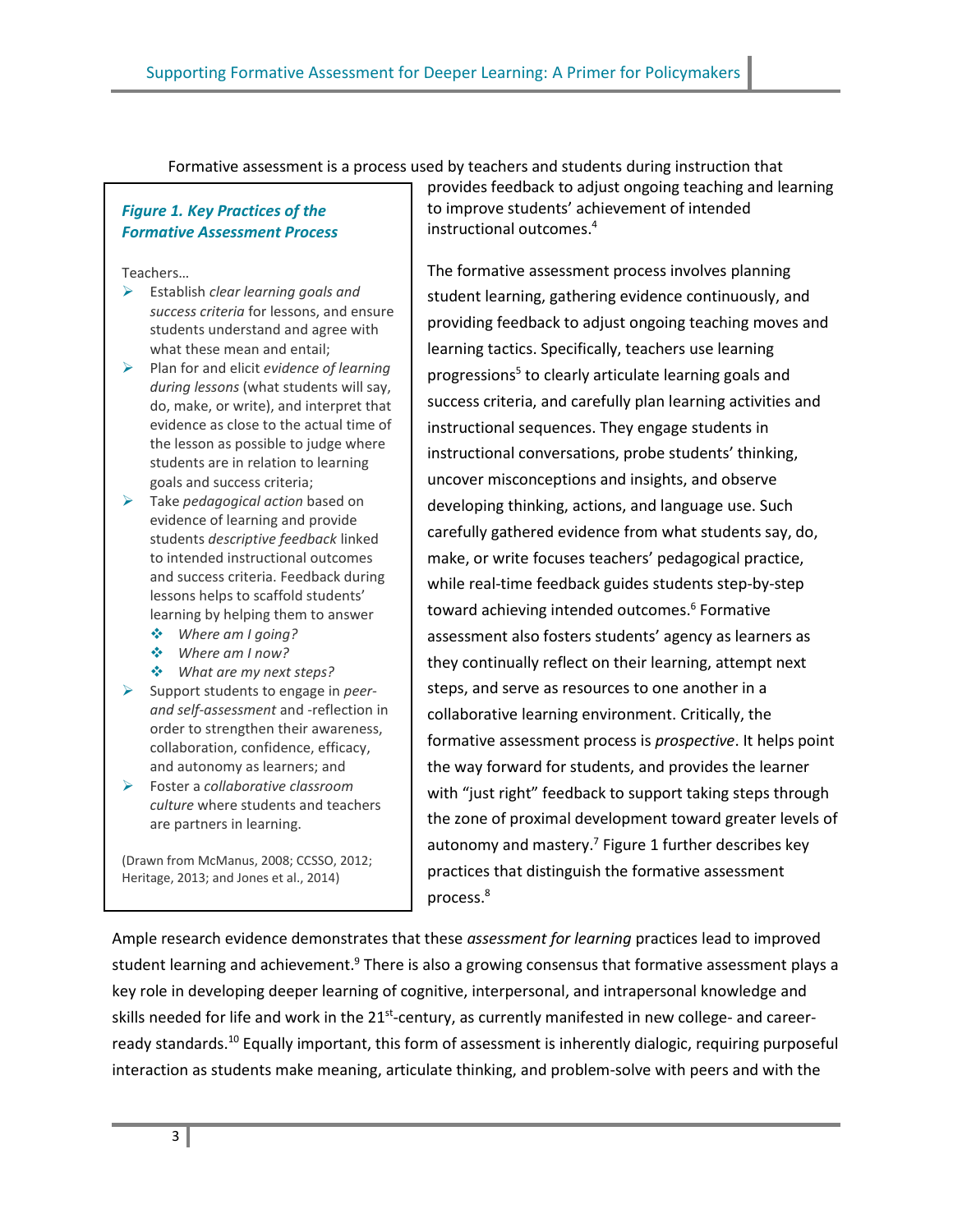Formative assessment is a process used by teachers and students during instruction that provides feedback to adjust ongoing teaching and learning to improve students' achievement of intended instructional outcomes.[4]

The formative assessment process involves planning student learning, gathering evidence continuously, and providing feedback to adjust ongoing teaching moves and learning tactics. Specifically, teachers use learning progressions[5] to clearly articulate learning goals and success criteria, and carefully plan learning activities and instructional sequences. They engage students in instructional conversations, probe students' thinking, uncover misconceptions and insights, and observe developing thinking, actions, and language use. Such carefully gathered evidence from what students say, do, make, or write focuses teachers' pedagogical practice, while real-time feedback guides students step-by-step toward achieving intended outcomes.[6] Formative assessment also fosters students' agency as learners as they continually reflect on their learning, attempt next steps, and serve as resources to one another in a collaborative learning environment. Critically, the formative assessment process is *prospective*. It helps point the way forward for students, and provides the learner with "just right" feedback to support taking steps through the zone of proximal development toward greater levels of autonomy and mastery.[7] Figure 1 further describes key practices that distinguish the formative assessment process.[8]

> ***Figure 1. Key Practices of the Formative Assessment Process***
>
> Teachers…
>
> - Establish *clear learning goals and success criteria* for lessons, and ensure students understand and agree with what these mean and entail;
> - Plan for and elicit *evidence of learning during lessons* (what students will say, do, make, or write), and interpret that evidence as close to the actual time of the lesson as possible to judge where students are in relation to learning goals and success criteria;
> - Take *pedagogical action* based on evidence of learning and provide students *descriptive feedback* linked to intended instructional outcomes and success criteria. Feedback during lessons helps to scaffold students' learning by helping them to answer
>     - *Where am I going?*
>     - *Where am I now?*
>     - *What are my next steps?*
> - Support students to engage in *peer- and self-assessment* and -reflection in order to strengthen their awareness, collaboration, confidence, efficacy, and autonomy as learners; and
> - Foster a *collaborative classroom culture* where students and teachers are partners in learning.
>
> (Drawn from McManus, 2008; CCSSO, 2012; Heritage, 2013; and Jones et al., 2014)

Ample research evidence demonstrates that these *assessment for learning* practices lead to improved student learning and achievement.[9] There is also a growing consensus that formative assessment plays a key role in developing deeper learning of cognitive, interpersonal, and intrapersonal knowledge and skills needed for life and work in the 21st-century, as currently manifested in new college- and career-ready standards.[10] Equally important, this form of assessment is inherently dialogic, requiring purposeful interaction as students make meaning, articulate thinking, and problem-solve with peers and with the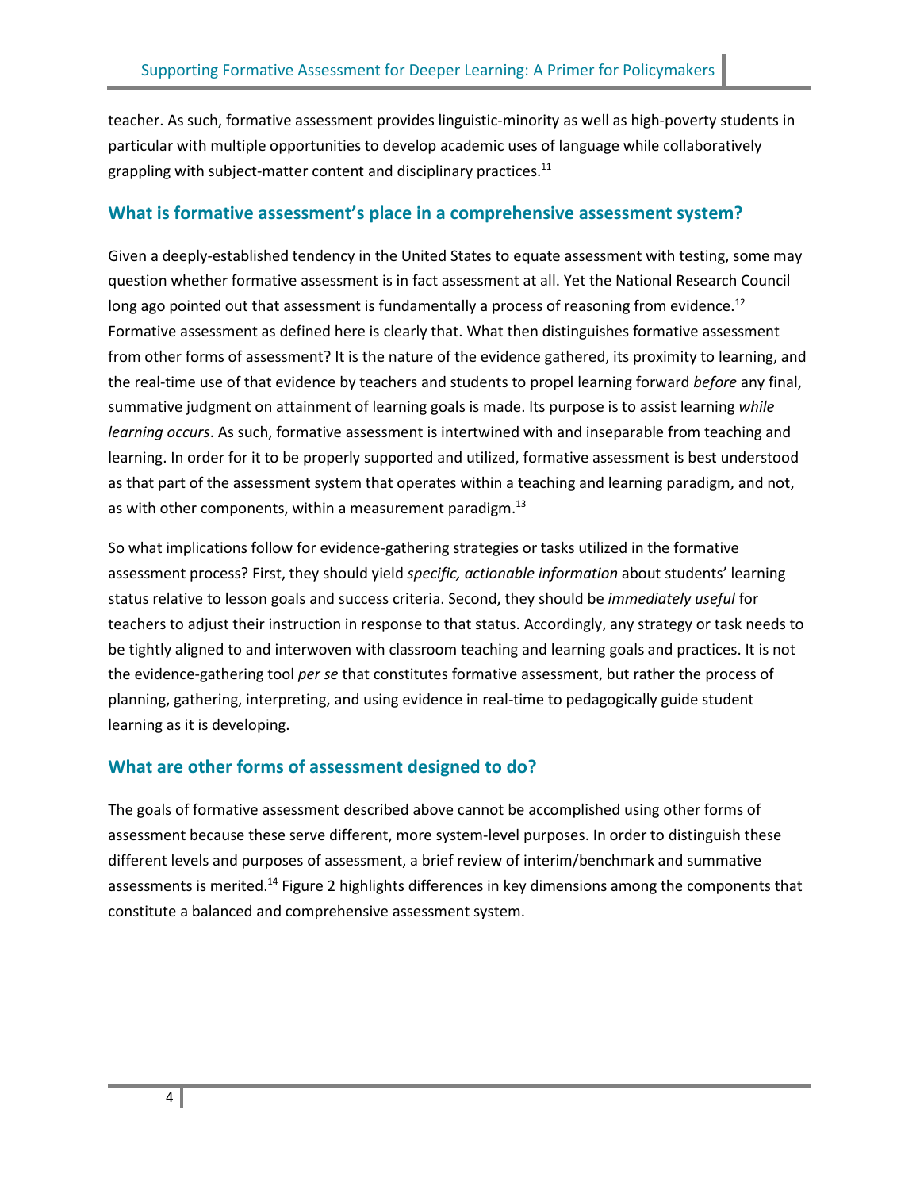teacher. As such, formative assessment provides linguistic-minority as well as high-poverty students in particular with multiple opportunities to develop academic uses of language while collaboratively grappling with subject-matter content and disciplinary practices.[11]

## What is formative assessment's place in a comprehensive assessment system?

Given a deeply-established tendency in the United States to equate assessment with testing, some may question whether formative assessment is in fact assessment at all. Yet the National Research Council long ago pointed out that assessment is fundamentally a process of reasoning from evidence.[12] Formative assessment as defined here is clearly that. What then distinguishes formative assessment from other forms of assessment? It is the nature of the evidence gathered, its proximity to learning, and the real-time use of that evidence by teachers and students to propel learning forward *before* any final, summative judgment on attainment of learning goals is made. Its purpose is to assist learning *while learning occurs*. As such, formative assessment is intertwined with and inseparable from teaching and learning. In order for it to be properly supported and utilized, formative assessment is best understood as that part of the assessment system that operates within a teaching and learning paradigm, and not, as with other components, within a measurement paradigm.[13]

So what implications follow for evidence-gathering strategies or tasks utilized in the formative assessment process? First, they should yield *specific, actionable information* about students' learning status relative to lesson goals and success criteria. Second, they should be *immediately useful* for teachers to adjust their instruction in response to that status. Accordingly, any strategy or task needs to be tightly aligned to and interwoven with classroom teaching and learning goals and practices. It is not the evidence-gathering tool *per se* that constitutes formative assessment, but rather the process of planning, gathering, interpreting, and using evidence in real-time to pedagogically guide student learning as it is developing.

## What are other forms of assessment designed to do?

The goals of formative assessment described above cannot be accomplished using other forms of assessment because these serve different, more system-level purposes. In order to distinguish these different levels and purposes of assessment, a brief review of interim/benchmark and summative assessments is merited.[14] Figure 2 highlights differences in key dimensions among the components that constitute a balanced and comprehensive assessment system.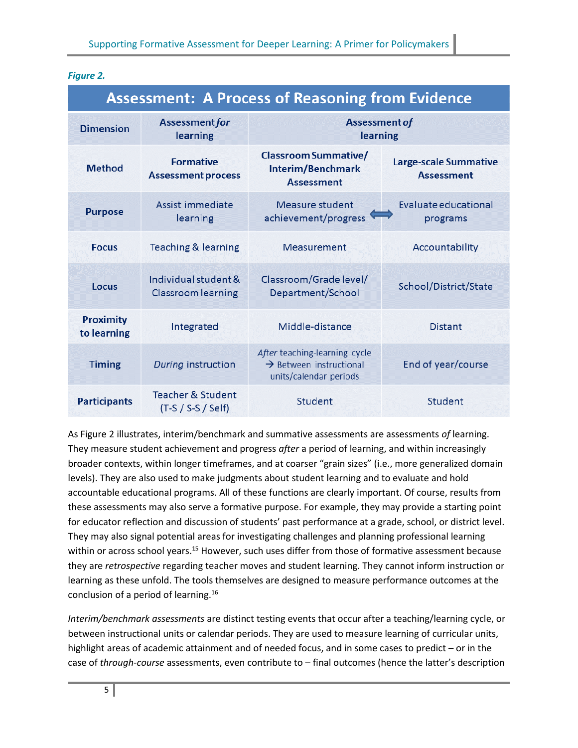*Figure 2.*

| Assessment: A Process of Reasoning from Evidence | | | |
|---|---|---|---|
| **Dimension** | **Assessment *for* learning** | **Assessment *of* learning** | |
| **Method** | **Formative Assessment process** | **Classroom Summative/ Interim/Benchmark Assessment** | **Large-scale Summative Assessment** |
| **Purpose** | Assist immediate learning | Measure student achievement/progress ⟺ | Evaluate educational programs |
| **Focus** | Teaching & learning | Measurement | Accountability |
| **Locus** | Individual student & Classroom learning | Classroom/Grade level/ Department/School | School/District/State |
| **Proximity to learning** | Integrated | Middle-distance | Distant |
| **Timing** | *During* instruction | *After* teaching-learning cycle → Between instructional units/calendar periods | End of year/course |
| **Participants** | Teacher & Student (T-S / S-S / Self) | Student | Student |

As Figure 2 illustrates, interim/benchmark and summative assessments are assessments *of* learning. They measure student achievement and progress *after* a period of learning, and within increasingly broader contexts, within longer timeframes, and at coarser "grain sizes" (i.e., more generalized domain levels). They are also used to make judgments about student learning and to evaluate and hold accountable educational programs. All of these functions are clearly important. Of course, results from these assessments may also serve a formative purpose. For example, they may provide a starting point for educator reflection and discussion of students' past performance at a grade, school, or district level. They may also signal potential areas for investigating challenges and planning professional learning within or across school years.[15] However, such uses differ from those of formative assessment because they are *retrospective* regarding teacher moves and student learning. They cannot inform instruction or learning as these unfold. The tools themselves are designed to measure performance outcomes at the conclusion of a period of learning.[16]

*Interim/benchmark assessments* are distinct testing events that occur after a teaching/learning cycle, or between instructional units or calendar periods. They are used to measure learning of curricular units, highlight areas of academic attainment and of needed focus, and in some cases to predict – or in the case of *through-course* assessments, even contribute to – final outcomes (hence the latter's description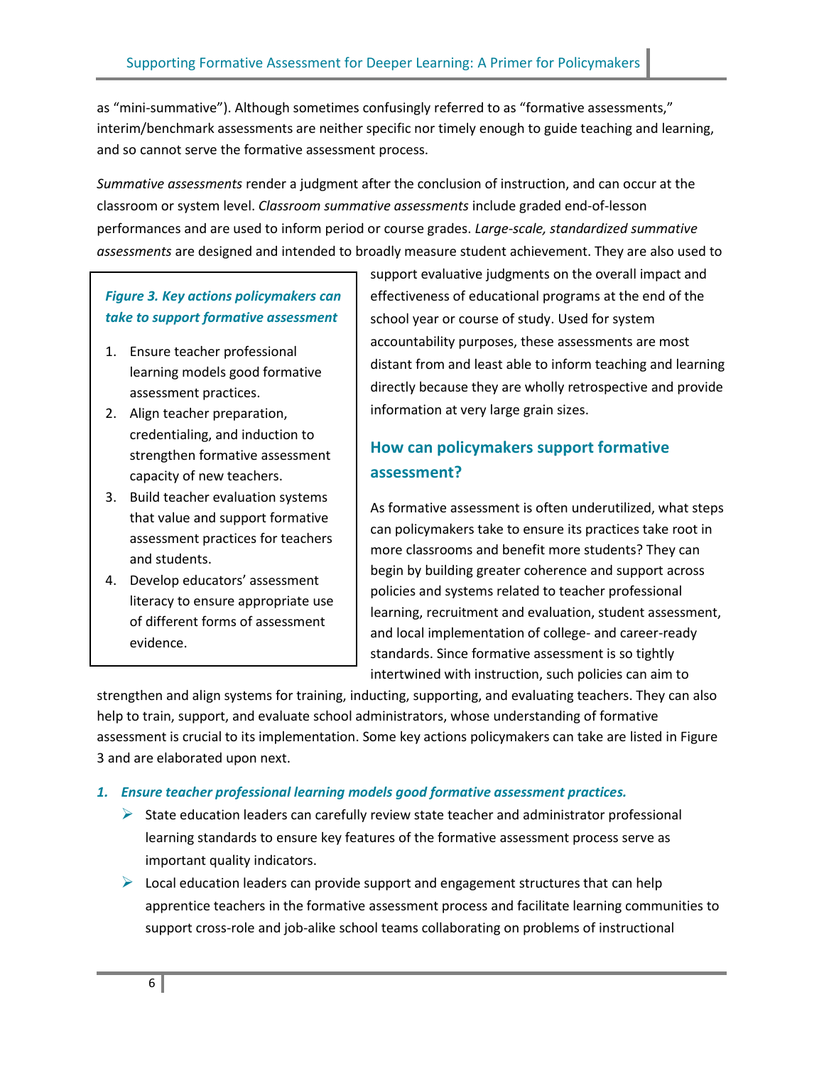as "mini-summative"). Although sometimes confusingly referred to as "formative assessments," interim/benchmark assessments are neither specific nor timely enough to guide teaching and learning, and so cannot serve the formative assessment process.

*Summative assessments* render a judgment after the conclusion of instruction, and can occur at the classroom or system level. *Classroom summative assessments* include graded end-of-lesson performances and are used to inform period or course grades. *Large-scale, standardized summative assessments* are designed and intended to broadly measure student achievement. They are also used to support evaluative judgments on the overall impact and effectiveness of educational programs at the end of the school year or course of study. Used for system accountability purposes, these assessments are most distant from and least able to inform teaching and learning directly because they are wholly retrospective and provide information at very large grain sizes.

> ***Figure 3. Key actions policymakers can take to support formative assessment***
>
> 1. Ensure teacher professional learning models good formative assessment practices.
> 2. Align teacher preparation, credentialing, and induction to strengthen formative assessment capacity of new teachers.
> 3. Build teacher evaluation systems that value and support formative assessment practices for teachers and students.
> 4. Develop educators' assessment literacy to ensure appropriate use of different forms of assessment evidence.

## How can policymakers support formative assessment?

As formative assessment is often underutilized, what steps can policymakers take to ensure its practices take root in more classrooms and benefit more students? They can begin by building greater coherence and support across policies and systems related to teacher professional learning, recruitment and evaluation, student assessment, and local implementation of college- and career-ready standards. Since formative assessment is so tightly intertwined with instruction, such policies can aim to strengthen and align systems for training, inducting, supporting, and evaluating teachers. They can also help to train, support, and evaluate school administrators, whose understanding of formative assessment is crucial to its implementation. Some key actions policymakers can take are listed in Figure 3 and are elaborated upon next.

***1. Ensure teacher professional learning models good formative assessment practices.***

- State education leaders can carefully review state teacher and administrator professional learning standards to ensure key features of the formative assessment process serve as important quality indicators.
- Local education leaders can provide support and engagement structures that can help apprentice teachers in the formative assessment process and facilitate learning communities to support cross-role and job-alike school teams collaborating on problems of instructional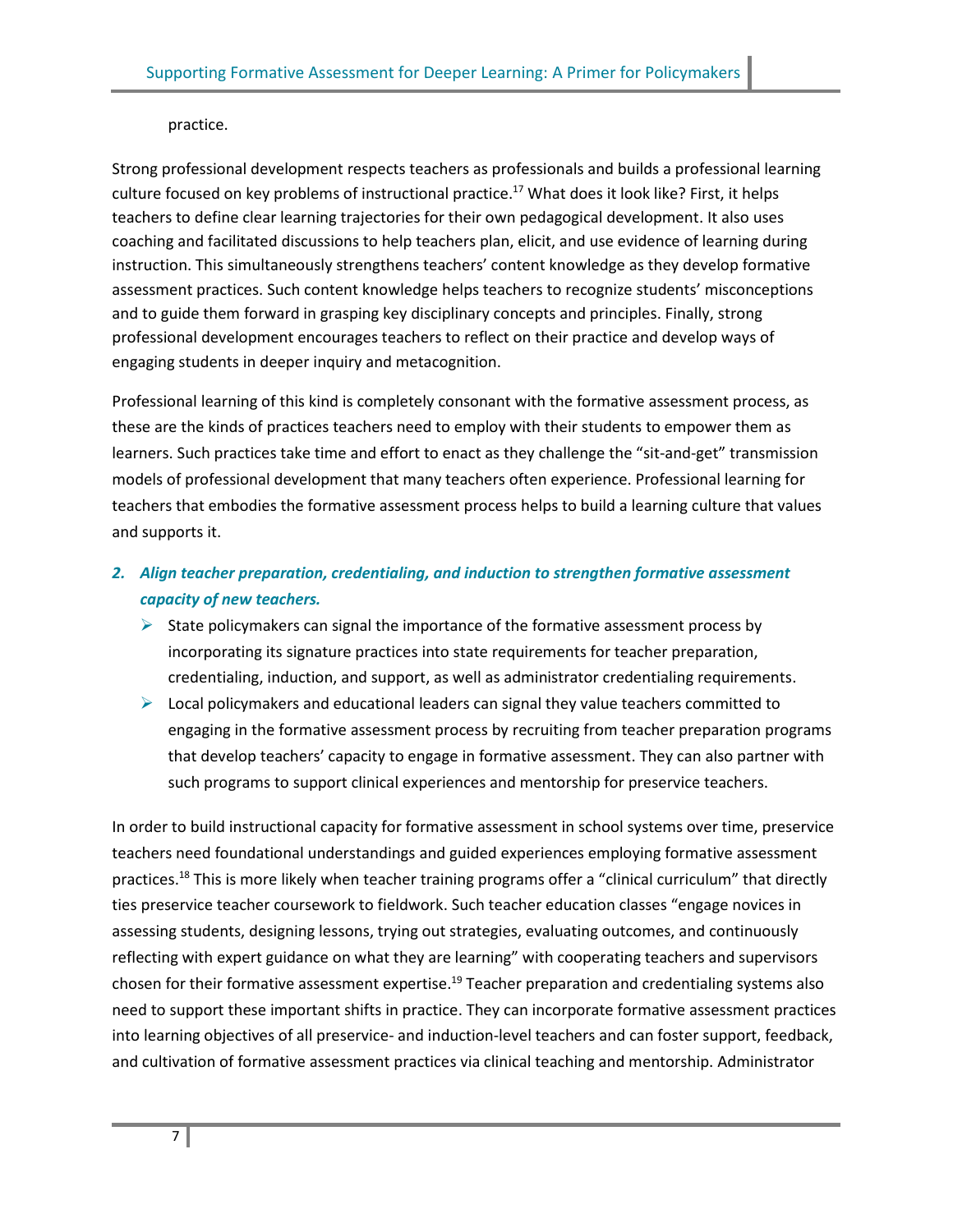practice.

Strong professional development respects teachers as professionals and builds a professional learning culture focused on key problems of instructional practice.[17] What does it look like? First, it helps teachers to define clear learning trajectories for their own pedagogical development. It also uses coaching and facilitated discussions to help teachers plan, elicit, and use evidence of learning during instruction. This simultaneously strengthens teachers' content knowledge as they develop formative assessment practices. Such content knowledge helps teachers to recognize students' misconceptions and to guide them forward in grasping key disciplinary concepts and principles. Finally, strong professional development encourages teachers to reflect on their practice and develop ways of engaging students in deeper inquiry and metacognition.

Professional learning of this kind is completely consonant with the formative assessment process, as these are the kinds of practices teachers need to employ with their students to empower them as learners. Such practices take time and effort to enact as they challenge the "sit-and-get" transmission models of professional development that many teachers often experience. Professional learning for teachers that embodies the formative assessment process helps to build a learning culture that values and supports it.

2. ***Align teacher preparation, credentialing, and induction to strengthen formative assessment capacity of new teachers.***
   - State policymakers can signal the importance of the formative assessment process by incorporating its signature practices into state requirements for teacher preparation, credentialing, induction, and support, as well as administrator credentialing requirements.
   - Local policymakers and educational leaders can signal they value teachers committed to engaging in the formative assessment process by recruiting from teacher preparation programs that develop teachers' capacity to engage in formative assessment. They can also partner with such programs to support clinical experiences and mentorship for preservice teachers.

In order to build instructional capacity for formative assessment in school systems over time, preservice teachers need foundational understandings and guided experiences employing formative assessment practices.[18] This is more likely when teacher training programs offer a "clinical curriculum" that directly ties preservice teacher coursework to fieldwork. Such teacher education classes "engage novices in assessing students, designing lessons, trying out strategies, evaluating outcomes, and continuously reflecting with expert guidance on what they are learning" with cooperating teachers and supervisors chosen for their formative assessment expertise.[19] Teacher preparation and credentialing systems also need to support these important shifts in practice. They can incorporate formative assessment practices into learning objectives of all preservice- and induction-level teachers and can foster support, feedback, and cultivation of formative assessment practices via clinical teaching and mentorship. Administrator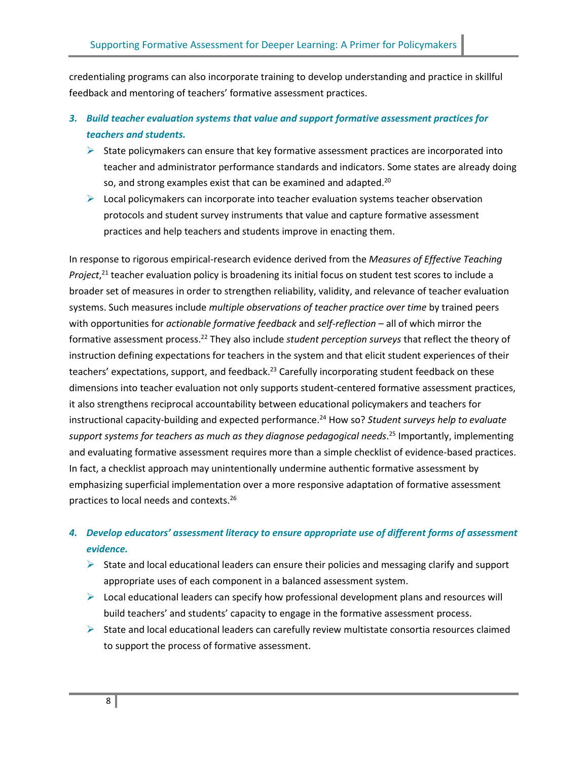credentialing programs can also incorporate training to develop understanding and practice in skillful feedback and mentoring of teachers' formative assessment practices.

3. ***Build teacher evaluation systems that value and support formative assessment practices for teachers and students.***
   - State policymakers can ensure that key formative assessment practices are incorporated into teacher and administrator performance standards and indicators. Some states are already doing so, and strong examples exist that can be examined and adapted.[20]
   - Local policymakers can incorporate into teacher evaluation systems teacher observation protocols and student survey instruments that value and capture formative assessment practices and help teachers and students improve in enacting them.

In response to rigorous empirical-research evidence derived from the *Measures of Effective Teaching Project*,[21] teacher evaluation policy is broadening its initial focus on student test scores to include a broader set of measures in order to strengthen reliability, validity, and relevance of teacher evaluation systems. Such measures include *multiple observations of teacher practice over time* by trained peers with opportunities for *actionable formative feedback* and *self-reflection* – all of which mirror the formative assessment process.[22] They also include *student perception surveys* that reflect the theory of instruction defining expectations for teachers in the system and that elicit student experiences of their teachers' expectations, support, and feedback.[23] Carefully incorporating student feedback on these dimensions into teacher evaluation not only supports student-centered formative assessment practices, it also strengthens reciprocal accountability between educational policymakers and teachers for instructional capacity-building and expected performance.[24] How so? *Student surveys help to evaluate support systems for teachers as much as they diagnose pedagogical needs*.[25] Importantly, implementing and evaluating formative assessment requires more than a simple checklist of evidence-based practices. In fact, a checklist approach may unintentionally undermine authentic formative assessment by emphasizing superficial implementation over a more responsive adaptation of formative assessment practices to local needs and contexts.[26]

4. ***Develop educators' assessment literacy to ensure appropriate use of different forms of assessment evidence.***
   - State and local educational leaders can ensure their policies and messaging clarify and support appropriate uses of each component in a balanced assessment system.
   - Local educational leaders can specify how professional development plans and resources will build teachers' and students' capacity to engage in the formative assessment process.
   - State and local educational leaders can carefully review multistate consortia resources claimed to support the process of formative assessment.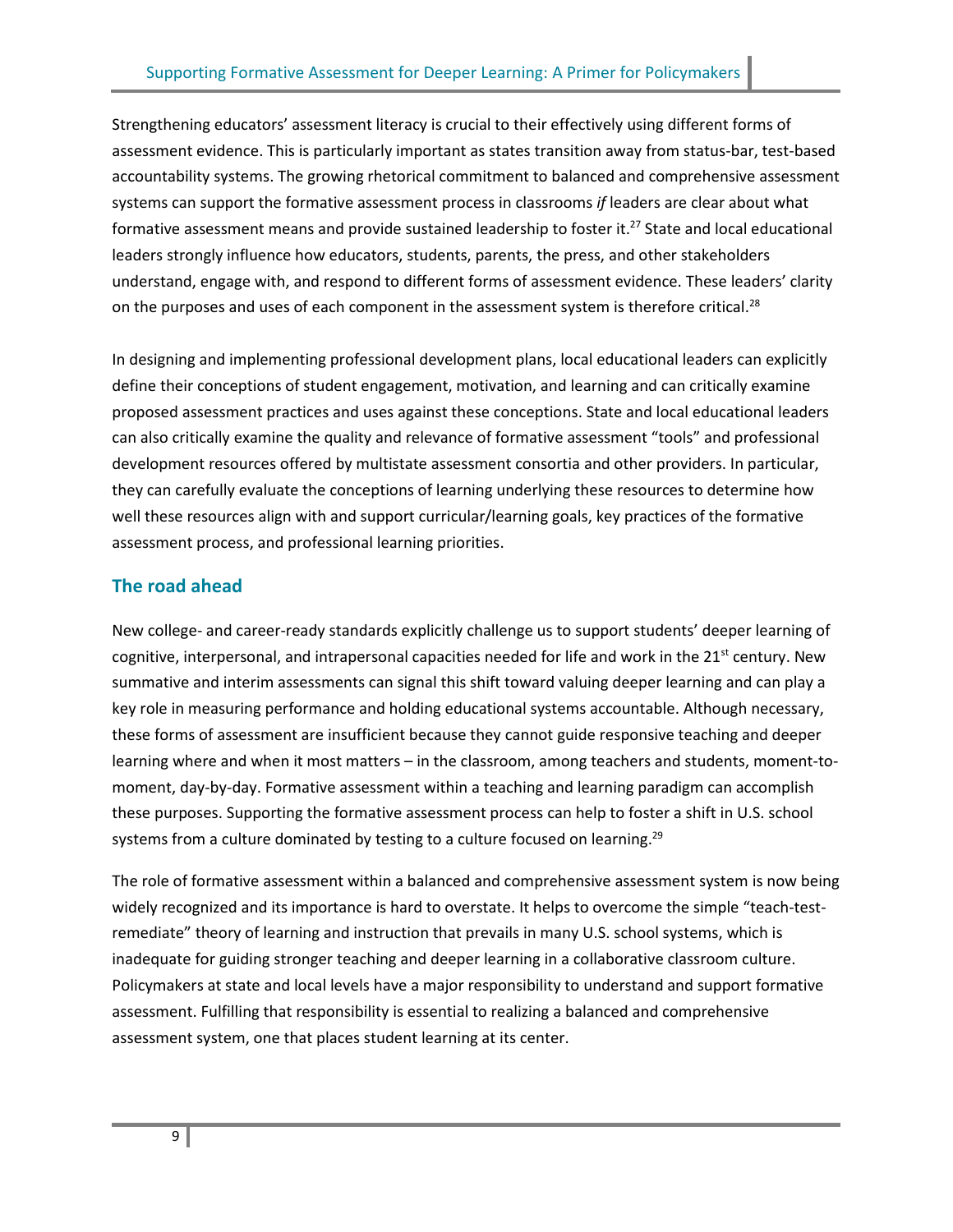Strengthening educators' assessment literacy is crucial to their effectively using different forms of assessment evidence. This is particularly important as states transition away from status-bar, test-based accountability systems. The growing rhetorical commitment to balanced and comprehensive assessment systems can support the formative assessment process in classrooms *if* leaders are clear about what formative assessment means and provide sustained leadership to foster it.[27] State and local educational leaders strongly influence how educators, students, parents, the press, and other stakeholders understand, engage with, and respond to different forms of assessment evidence. These leaders' clarity on the purposes and uses of each component in the assessment system is therefore critical.[28]

In designing and implementing professional development plans, local educational leaders can explicitly define their conceptions of student engagement, motivation, and learning and can critically examine proposed assessment practices and uses against these conceptions. State and local educational leaders can also critically examine the quality and relevance of formative assessment "tools" and professional development resources offered by multistate assessment consortia and other providers. In particular, they can carefully evaluate the conceptions of learning underlying these resources to determine how well these resources align with and support curricular/learning goals, key practices of the formative assessment process, and professional learning priorities.

## The road ahead

New college- and career-ready standards explicitly challenge us to support students' deeper learning of cognitive, interpersonal, and intrapersonal capacities needed for life and work in the 21st century. New summative and interim assessments can signal this shift toward valuing deeper learning and can play a key role in measuring performance and holding educational systems accountable. Although necessary, these forms of assessment are insufficient because they cannot guide responsive teaching and deeper learning where and when it most matters – in the classroom, among teachers and students, moment-to-moment, day-by-day. Formative assessment within a teaching and learning paradigm can accomplish these purposes. Supporting the formative assessment process can help to foster a shift in U.S. school systems from a culture dominated by testing to a culture focused on learning.[29]

The role of formative assessment within a balanced and comprehensive assessment system is now being widely recognized and its importance is hard to overstate. It helps to overcome the simple "teach-test-remediate" theory of learning and instruction that prevails in many U.S. school systems, which is inadequate for guiding stronger teaching and deeper learning in a collaborative classroom culture. Policymakers at state and local levels have a major responsibility to understand and support formative assessment. Fulfilling that responsibility is essential to realizing a balanced and comprehensive assessment system, one that places student learning at its center.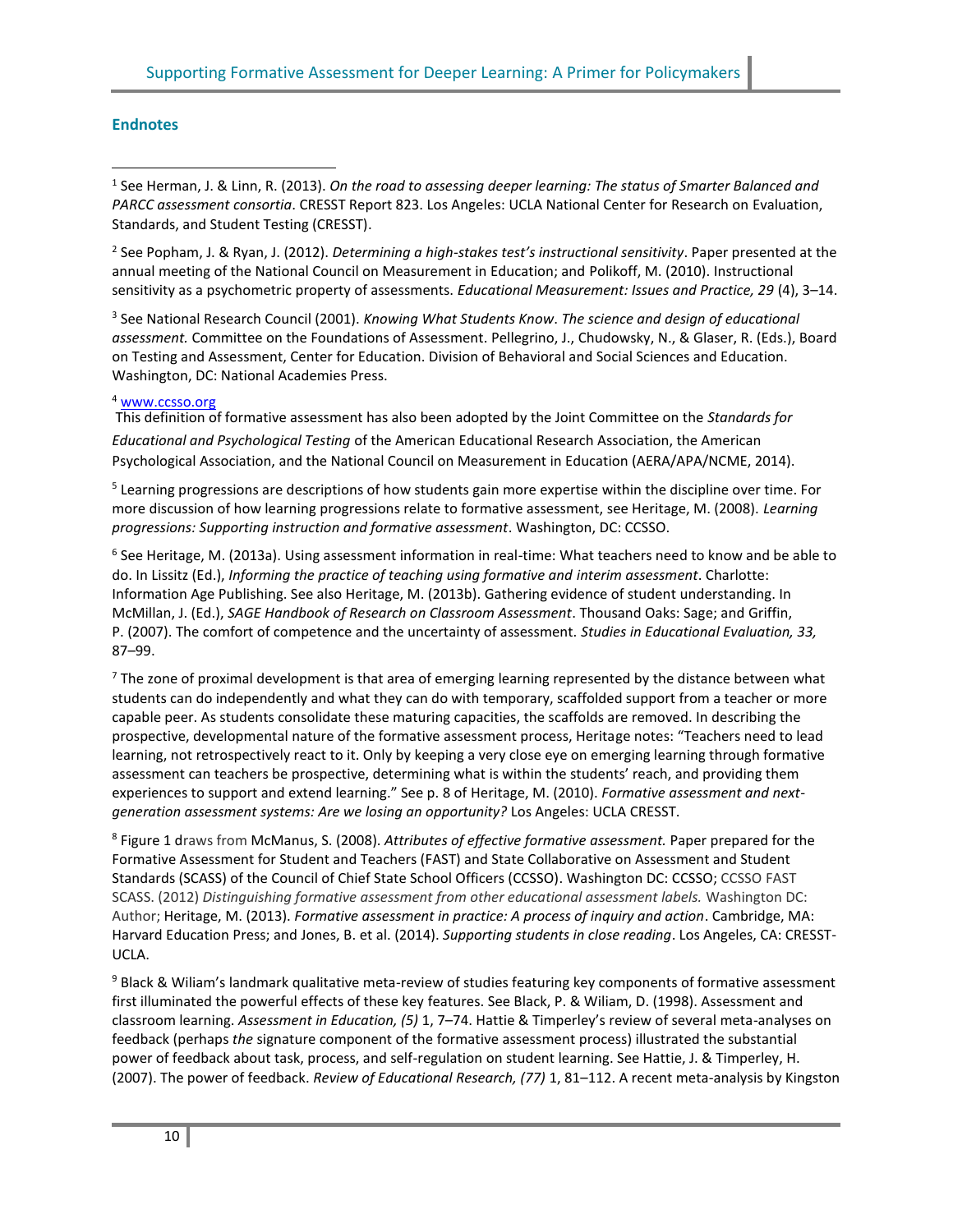## Endnotes

[1] See Herman, J. & Linn, R. (2013). *On the road to assessing deeper learning: The status of Smarter Balanced and PARCC assessment consortia*. CRESST Report 823. Los Angeles: UCLA National Center for Research on Evaluation, Standards, and Student Testing (CRESST).

[2] See Popham, J. & Ryan, J. (2012). *Determining a high-stakes test's instructional sensitivity*. Paper presented at the annual meeting of the National Council on Measurement in Education; and Polikoff, M. (2010). Instructional sensitivity as a psychometric property of assessments. *Educational Measurement: Issues and Practice, 29* (4), 3–14.

[3] See National Research Council (2001). *Knowing What Students Know*. *The science and design of educational assessment.* Committee on the Foundations of Assessment. Pellegrino, J., Chudowsky, N., & Glaser, R. (Eds.), Board on Testing and Assessment, Center for Education. Division of Behavioral and Social Sciences and Education. Washington, DC: National Academies Press.

[4] www.ccsso.org
This definition of formative assessment has also been adopted by the Joint Committee on the *Standards for Educational and Psychological Testing* of the American Educational Research Association, the American Psychological Association, and the National Council on Measurement in Education (AERA/APA/NCME, 2014).

[5] Learning progressions are descriptions of how students gain more expertise within the discipline over time. For more discussion of how learning progressions relate to formative assessment, see Heritage, M. (2008). *Learning progressions: Supporting instruction and formative assessment*. Washington, DC: CCSSO.

[6] See Heritage, M. (2013a). Using assessment information in real-time: What teachers need to know and be able to do. In Lissitz (Ed.), *Informing the practice of teaching using formative and interim assessment*. Charlotte: Information Age Publishing. See also Heritage, M. (2013b). Gathering evidence of student understanding. In McMillan, J. (Ed.), *SAGE Handbook of Research on Classroom Assessment*. Thousand Oaks: Sage; and Griffin, P. (2007). The comfort of competence and the uncertainty of assessment. *Studies in Educational Evaluation, 33,* 87–99.

[7] The zone of proximal development is that area of emerging learning represented by the distance between what students can do independently and what they can do with temporary, scaffolded support from a teacher or more capable peer. As students consolidate these maturing capacities, the scaffolds are removed. In describing the prospective, developmental nature of the formative assessment process, Heritage notes: "Teachers need to lead learning, not retrospectively react to it. Only by keeping a very close eye on emerging learning through formative assessment can teachers be prospective, determining what is within the students' reach, and providing them experiences to support and extend learning." See p. 8 of Heritage, M. (2010). *Formative assessment and next-generation assessment systems: Are we losing an opportunity?* Los Angeles: UCLA CRESST.

[8] Figure 1 draws from McManus, S. (2008). *Attributes of effective formative assessment.* Paper prepared for the Formative Assessment for Student and Teachers (FAST) and State Collaborative on Assessment and Student Standards (SCASS) of the Council of Chief State School Officers (CCSSO). Washington DC: CCSSO; CCSSO FAST SCASS. (2012) *Distinguishing formative assessment from other educational assessment labels.* Washington DC: Author; Heritage, M. (2013). *Formative assessment in practice: A process of inquiry and action*. Cambridge, MA: Harvard Education Press; and Jones, B. et al. (2014). *Supporting students in close reading*. Los Angeles, CA: CRESST-UCLA.

[9] Black & Wiliam's landmark qualitative meta-review of studies featuring key components of formative assessment first illuminated the powerful effects of these key features. See Black, P. & Wiliam, D. (1998). Assessment and classroom learning. *Assessment in Education, (5)* 1, 7–74. Hattie & Timperley's review of several meta-analyses on feedback (perhaps *the* signature component of the formative assessment process) illustrated the substantial power of feedback about task, process, and self-regulation on student learning. See Hattie, J. & Timperley, H. (2007). The power of feedback. *Review of Educational Research, (77)* 1, 81–112. A recent meta-analysis by Kingston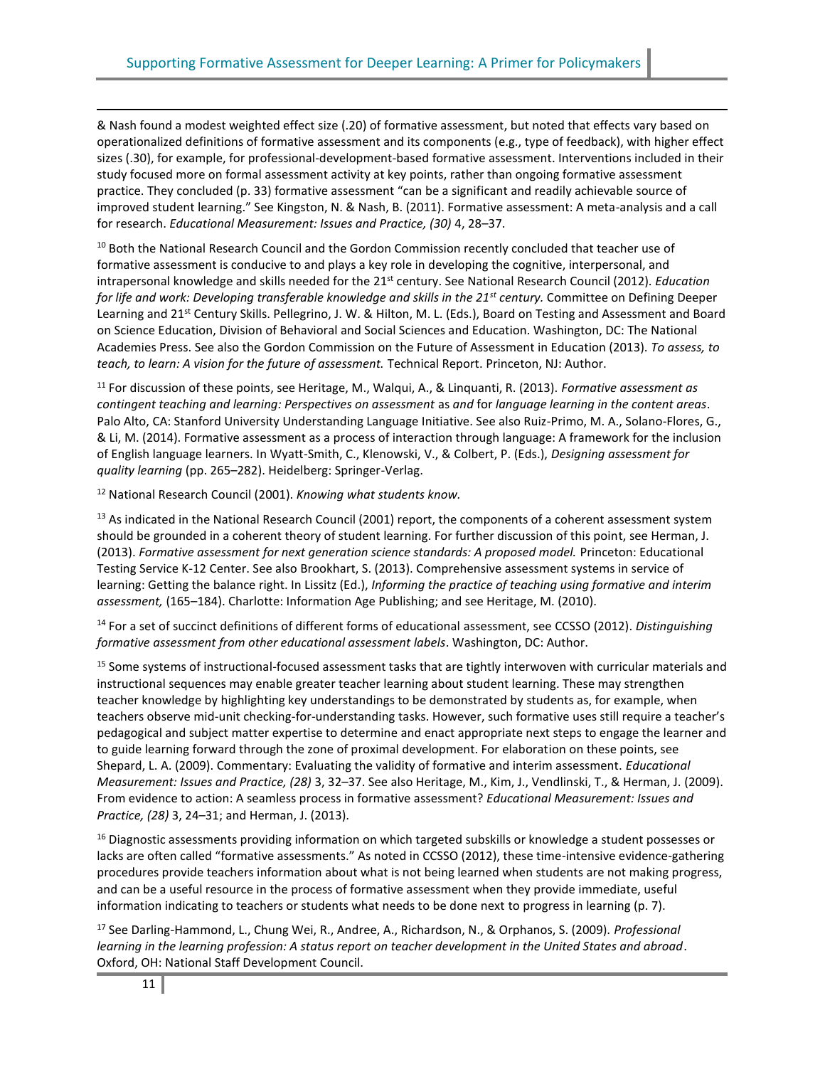& Nash found a modest weighted effect size (.20) of formative assessment, but noted that effects vary based on operationalized definitions of formative assessment and its components (e.g., type of feedback), with higher effect sizes (.30), for example, for professional-development-based formative assessment. Interventions included in their study focused more on formal assessment activity at key points, rather than ongoing formative assessment practice. They concluded (p. 33) formative assessment "can be a significant and readily achievable source of improved student learning." See Kingston, N. & Nash, B. (2011). Formative assessment: A meta-analysis and a call for research. *Educational Measurement: Issues and Practice, (30)* 4, 28–37.

[10] Both the National Research Council and the Gordon Commission recently concluded that teacher use of formative assessment is conducive to and plays a key role in developing the cognitive, interpersonal, and intrapersonal knowledge and skills needed for the 21st century. See National Research Council (2012). *Education for life and work: Developing transferable knowledge and skills in the 21st century.* Committee on Defining Deeper Learning and 21st Century Skills. Pellegrino, J. W. & Hilton, M. L. (Eds.), Board on Testing and Assessment and Board on Science Education, Division of Behavioral and Social Sciences and Education. Washington, DC: The National Academies Press. See also the Gordon Commission on the Future of Assessment in Education (2013). *To assess, to teach, to learn: A vision for the future of assessment.* Technical Report. Princeton, NJ: Author.

[11] For discussion of these points, see Heritage, M., Walqui, A., & Linquanti, R. (2013). *Formative assessment as contingent teaching and learning: Perspectives on assessment* as *and* for *language learning in the content areas*. Palo Alto, CA: Stanford University Understanding Language Initiative. See also Ruiz-Primo, M. A., Solano-Flores, G., & Li, M. (2014). Formative assessment as a process of interaction through language: A framework for the inclusion of English language learners. In Wyatt-Smith, C., Klenowski, V., & Colbert, P. (Eds.), *Designing assessment for quality learning* (pp. 265–282). Heidelberg: Springer-Verlag.

[12] National Research Council (2001). *Knowing what students know.*

[13] As indicated in the National Research Council (2001) report, the components of a coherent assessment system should be grounded in a coherent theory of student learning. For further discussion of this point, see Herman, J. (2013). *Formative assessment for next generation science standards: A proposed model.* Princeton: Educational Testing Service K-12 Center. See also Brookhart, S. (2013). Comprehensive assessment systems in service of learning: Getting the balance right. In Lissitz (Ed.), *Informing the practice of teaching using formative and interim assessment,* (165–184). Charlotte: Information Age Publishing; and see Heritage, M. (2010).

[14] For a set of succinct definitions of different forms of educational assessment, see CCSSO (2012). *Distinguishing formative assessment from other educational assessment labels*. Washington, DC: Author.

[15] Some systems of instructional-focused assessment tasks that are tightly interwoven with curricular materials and instructional sequences may enable greater teacher learning about student learning. These may strengthen teacher knowledge by highlighting key understandings to be demonstrated by students as, for example, when teachers observe mid-unit checking-for-understanding tasks. However, such formative uses still require a teacher's pedagogical and subject matter expertise to determine and enact appropriate next steps to engage the learner and to guide learning forward through the zone of proximal development. For elaboration on these points, see Shepard, L. A. (2009). Commentary: Evaluating the validity of formative and interim assessment. *Educational Measurement: Issues and Practice, (28)* 3, 32–37. See also Heritage, M., Kim, J., Vendlinski, T., & Herman, J. (2009). From evidence to action: A seamless process in formative assessment? *Educational Measurement: Issues and Practice, (28)* 3, 24–31; and Herman, J. (2013).

[16] Diagnostic assessments providing information on which targeted subskills or knowledge a student possesses or lacks are often called "formative assessments." As noted in CCSSO (2012), these time-intensive evidence-gathering procedures provide teachers information about what is not being learned when students are not making progress, and can be a useful resource in the process of formative assessment when they provide immediate, useful information indicating to teachers or students what needs to be done next to progress in learning (p. 7).

[17] See Darling-Hammond, L., Chung Wei, R., Andree, A., Richardson, N., & Orphanos, S. (2009). *Professional learning in the learning profession: A status report on teacher development in the United States and abroad*. Oxford, OH: National Staff Development Council.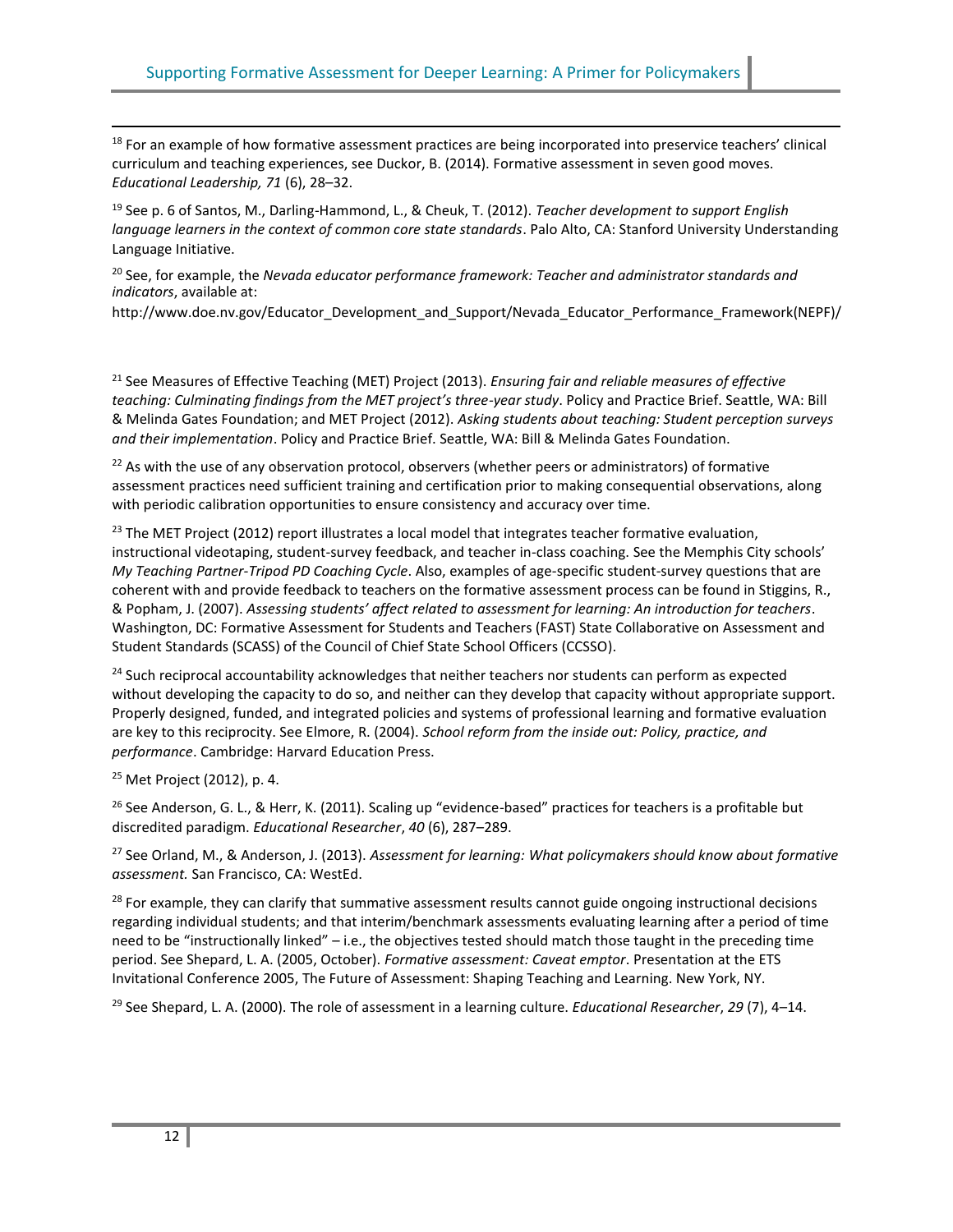[18] For an example of how formative assessment practices are being incorporated into preservice teachers' clinical curriculum and teaching experiences, see Duckor, B. (2014). Formative assessment in seven good moves. *Educational Leadership, 71* (6), 28–32.

[19] See p. 6 of Santos, M., Darling-Hammond, L., & Cheuk, T. (2012). *Teacher development to support English language learners in the context of common core state standards*. Palo Alto, CA: Stanford University Understanding Language Initiative.

[20] See, for example, the *Nevada educator performance framework: Teacher and administrator standards and indicators*, available at:
http://www.doe.nv.gov/Educator_Development_and_Support/Nevada_Educator_Performance_Framework(NEPF)/

[21] See Measures of Effective Teaching (MET) Project (2013). *Ensuring fair and reliable measures of effective teaching: Culminating findings from the MET project's three-year study*. Policy and Practice Brief. Seattle, WA: Bill & Melinda Gates Foundation; and MET Project (2012). *Asking students about teaching: Student perception surveys and their implementation*. Policy and Practice Brief. Seattle, WA: Bill & Melinda Gates Foundation.

[22] As with the use of any observation protocol, observers (whether peers or administrators) of formative assessment practices need sufficient training and certification prior to making consequential observations, along with periodic calibration opportunities to ensure consistency and accuracy over time.

[23] The MET Project (2012) report illustrates a local model that integrates teacher formative evaluation, instructional videotaping, student-survey feedback, and teacher in-class coaching. See the Memphis City schools' *My Teaching Partner-Tripod PD Coaching Cycle*. Also, examples of age-specific student-survey questions that are coherent with and provide feedback to teachers on the formative assessment process can be found in Stiggins, R., & Popham, J. (2007). *Assessing students' affect related to assessment for learning: An introduction for teachers*. Washington, DC: Formative Assessment for Students and Teachers (FAST) State Collaborative on Assessment and Student Standards (SCASS) of the Council of Chief State School Officers (CCSSO).

[24] Such reciprocal accountability acknowledges that neither teachers nor students can perform as expected without developing the capacity to do so, and neither can they develop that capacity without appropriate support. Properly designed, funded, and integrated policies and systems of professional learning and formative evaluation are key to this reciprocity. See Elmore, R. (2004). *School reform from the inside out: Policy, practice, and performance*. Cambridge: Harvard Education Press.

[25] Met Project (2012), p. 4.

[26] See Anderson, G. L., & Herr, K. (2011). Scaling up "evidence-based" practices for teachers is a profitable but discredited paradigm. *Educational Researcher*, *40* (6), 287–289.

[27] See Orland, M., & Anderson, J. (2013). *Assessment for learning: What policymakers should know about formative assessment.* San Francisco, CA: WestEd.

[28] For example, they can clarify that summative assessment results cannot guide ongoing instructional decisions regarding individual students; and that interim/benchmark assessments evaluating learning after a period of time need to be "instructionally linked" – i.e., the objectives tested should match those taught in the preceding time period. See Shepard, L. A. (2005, October). *Formative assessment: Caveat emptor*. Presentation at the ETS Invitational Conference 2005, The Future of Assessment: Shaping Teaching and Learning. New York, NY.

[29] See Shepard, L. A. (2000). The role of assessment in a learning culture. *Educational Researcher*, *29* (7), 4–14.